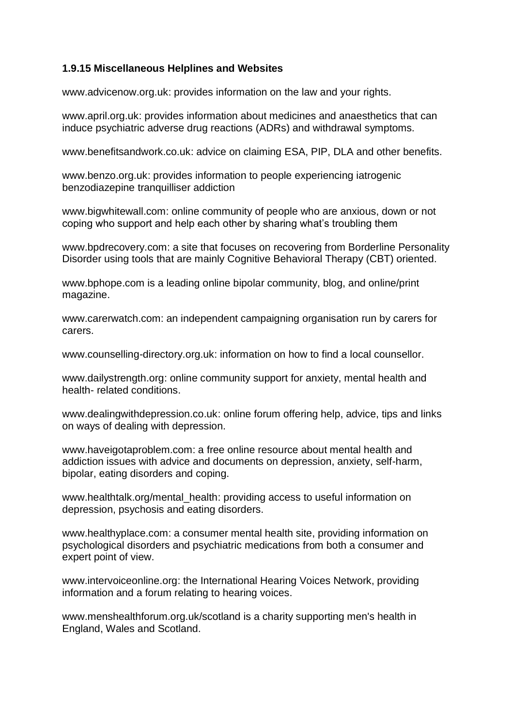### 1.9.15 Miscellaneous Helplines and Websites

www.advicenow.org.uk: provides information on the law and your rights.

www.april.org.uk: provides information about medicines and anaesthetics that can induce psychiatric adverse drug reactions (ADRs) and withdrawal symptoms.

www.benefitsandwork.co.uk: advice on claiming ESA, PIP, DLA and other benefits.

www.benzo.org.uk: provides information to people experiencing iatrogenic benzodiazepine tranquilliser addiction

www.bigwhitewall.com: online community of people who are anxious, down or not coping who support and help each other by sharing what's troubling them

www.bpdrecovery.com: a site that focuses on recovering from Borderline Personality Disorder using tools that are mainly Cognitive Behavioral Therapy (CBT) oriented.

www.bphope.com is a leading online bipolar community, blog, and online/print magazine.

www.carerwatch.com: an independent campaigning organisation run by carers for carers.

www.counselling-directory.org.uk: information on how to find a local counsellor.

www.dailystrength.org: online community support for anxiety, mental health and health- related conditions.

www.dealingwithdepression.co.uk: online forum offering help, advice, tips and links on ways of dealing with depression.

www.haveigotaproblem.com: a free online resource about mental health and addiction issues with advice and documents on depression, anxiety, self-harm, bipolar, eating disorders and coping.

www.healthtalk.org/mental_health: providing access to useful information on depression, psychosis and eating disorders.

www.healthyplace.com: a consumer mental health site, providing information on psychological disorders and psychiatric medications from both a consumer and expert point of view.

www.intervoiceonline.org: the International Hearing Voices Network, providing information and a forum relating to hearing voices.

www.menshealthforum.org.uk/scotland is a charity supporting men's health in England, Wales and Scotland.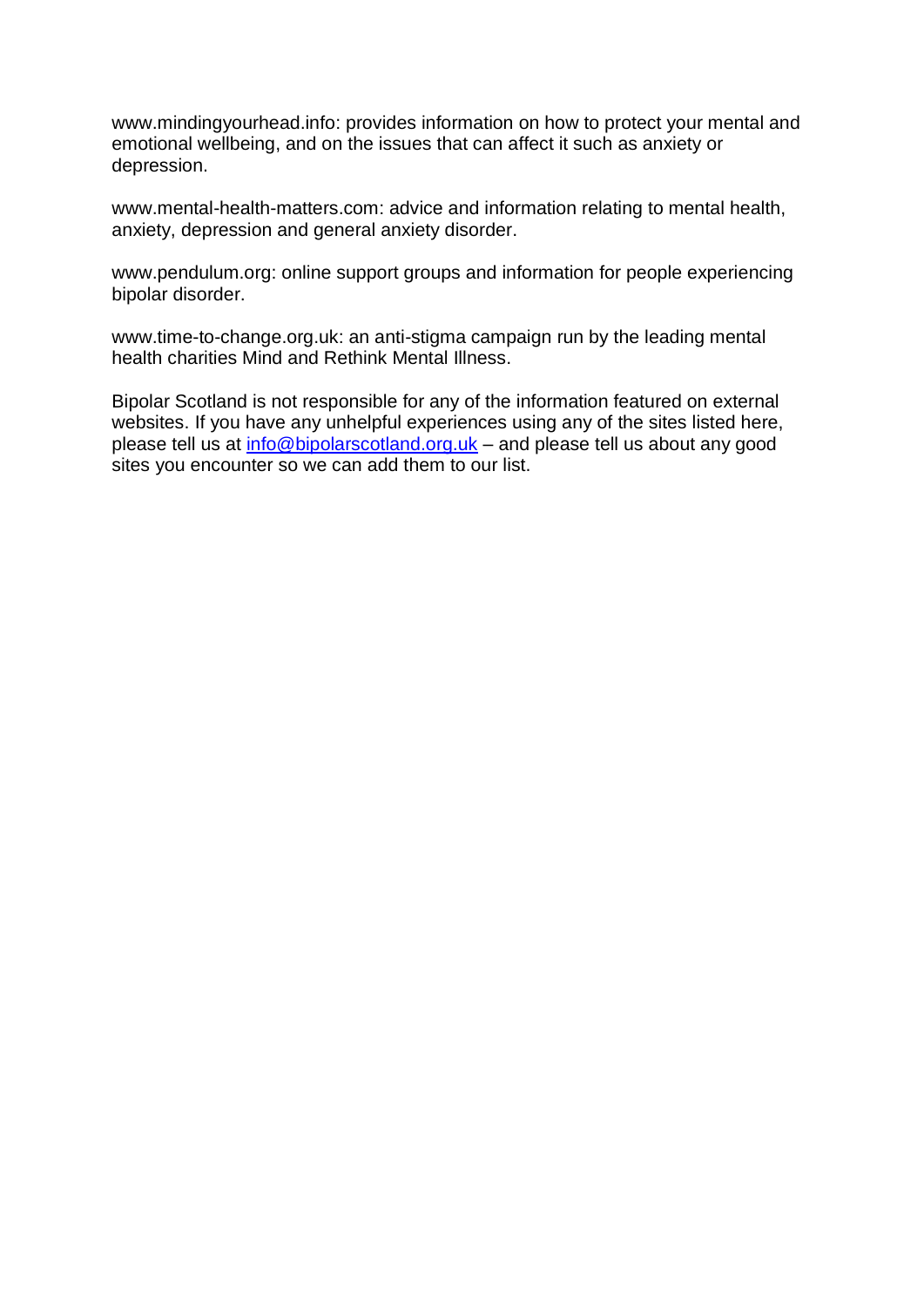www.mindingyourhead.info: provides information on how to protect your mental and emotional wellbeing, and on the issues that can affect it such as anxiety or depression.

www.mental-health-matters.com: advice and information relating to mental health, anxiety, depression and general anxiety disorder.

www.pendulum.org: online support groups and information for people experiencing bipolar disorder.

www.time-to-change.org.uk: an anti-stigma campaign run by the leading mental health charities Mind and Rethink Mental Illness.

Bipolar Scotland is not responsible for any of the information featured on external websites. If you have any unhelpful experiences using any of the sites listed here, please tell us at info@bipolarscotland.org.uk – and please tell us about any good sites you encounter so we can add them to our list.